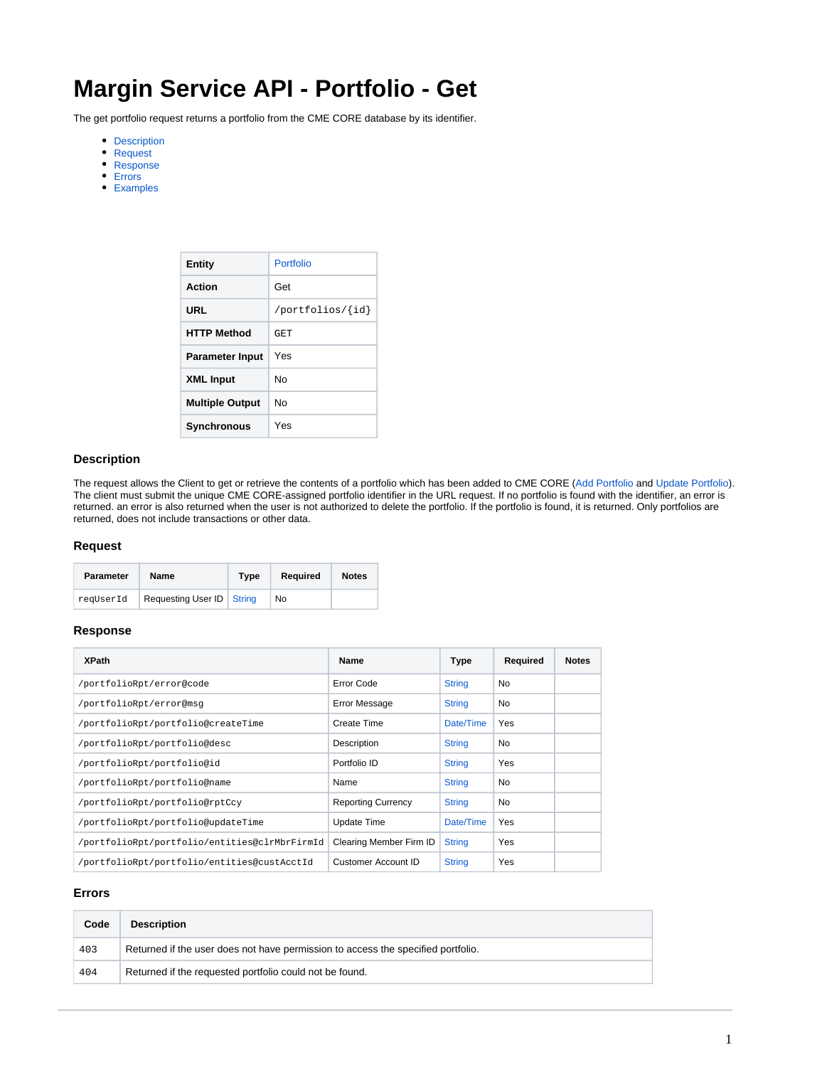# Margin Service API - Portfolio - Get

The get portfolio request returns a portfolio from the CME CORE database by its identifier.

- Description
- Request
- Response
- Errors
- Examples

| **Entity** | Portfolio |
|---|---|
| **Action** | Get |
| **URL** | `/portfolios/{id}` |
| **HTTP Method** | `GET` |
| **Parameter Input** | Yes |
| **XML Input** | No |
| **Multiple Output** | No |
| **Synchronous** | Yes |

### Description

The request allows the Client to get or retrieve the contents of a portfolio which has been added to CME CORE (Add Portfolio and Update Portfolio). The client must submit the unique CME CORE-assigned portfolio identifier in the URL request. If no portfolio is found with the identifier, an error is returned. an error is also returned when the user is not authorized to delete the portfolio. If the portfolio is found, it is returned. Only portfolios are returned, does not include transactions or other data.

### Request

| Parameter | Name | Type | Required | Notes |
|---|---|---|---|---|
| `reqUserId` | Requesting User ID | String | No | |

### Response

| XPath | Name | Type | Required | Notes |
|---|---|---|---|---|
| `/portfolioRpt/error@code` | Error Code | String | No | |
| `/portfolioRpt/error@msg` | Error Message | String | No | |
| `/portfolioRpt/portfolio@createTime` | Create Time | Date/Time | Yes | |
| `/portfolioRpt/portfolio@desc` | Description | String | No | |
| `/portfolioRpt/portfolio@id` | Portfolio ID | String | Yes | |
| `/portfolioRpt/portfolio@name` | Name | String | No | |
| `/portfolioRpt/portfolio@rptCcy` | Reporting Currency | String | No | |
| `/portfolioRpt/portfolio@updateTime` | Update Time | Date/Time | Yes | |
| `/portfolioRpt/portfolio/entities@clrMbrFirmId` | Clearing Member Firm ID | String | Yes | |
| `/portfolioRpt/portfolio/entities@custAcctId` | Customer Account ID | String | Yes | |

### Errors

| Code | Description |
|---|---|
| `403` | Returned if the user does not have permission to access the specified portfolio. |
| `404` | Returned if the requested portfolio could not be found. |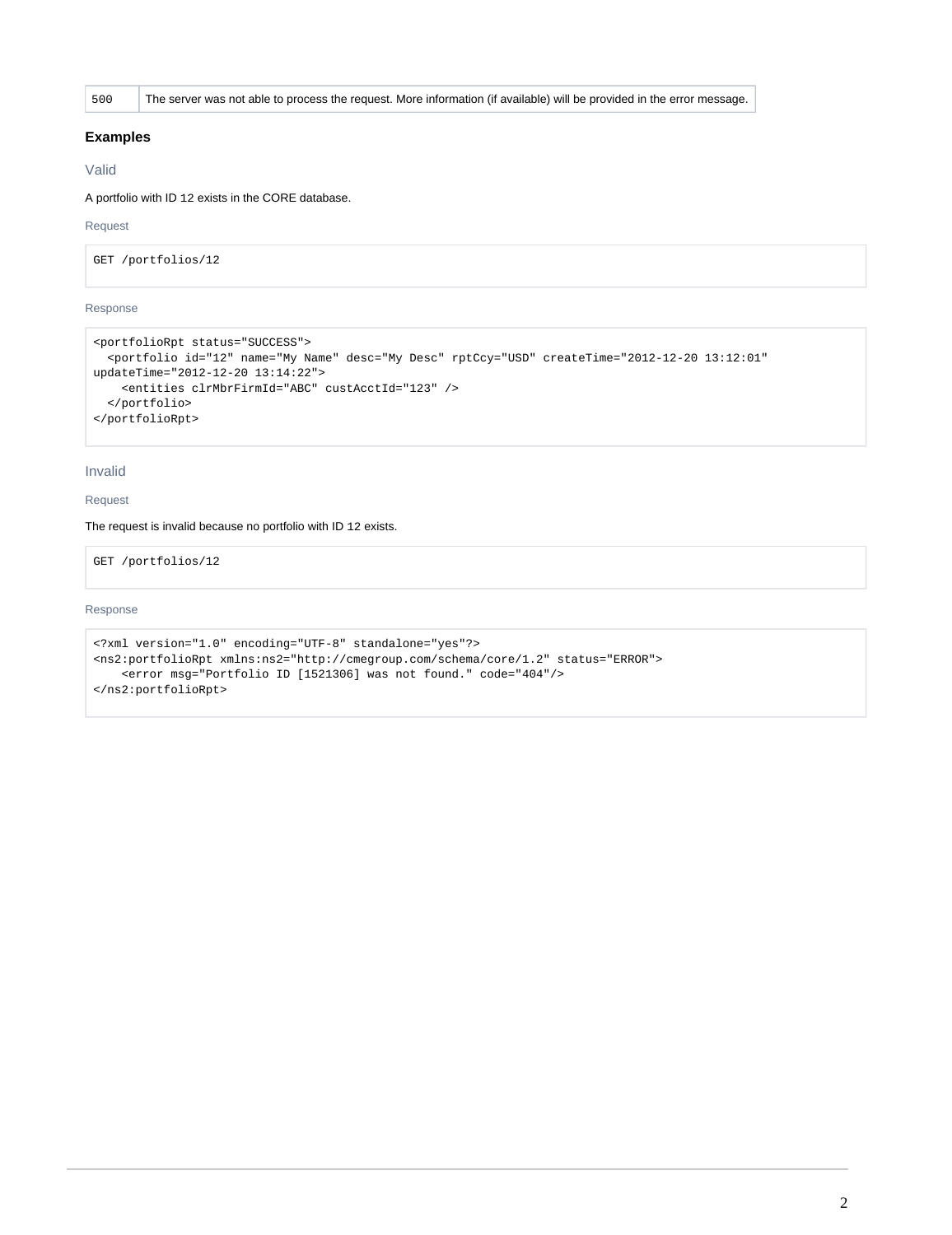| | |
|---|---|
| 500 | The server was not able to process the request. More information (if available) will be provided in the error message. |

### Examples

#### Valid

A portfolio with ID 12 exists in the CORE database.

##### Request

```
GET /portfolios/12
```

##### Response

```
<portfolioRpt status="SUCCESS">
  <portfolio id="12" name="My Name" desc="My Desc" rptCcy="USD" createTime="2012-12-20 13:12:01"
updateTime="2012-12-20 13:14:22">
    <entities clrMbrFirmId="ABC" custAcctId="123" />
  </portfolio>
</portfolioRpt>
```

#### Invalid

##### Request

The request is invalid because no portfolio with ID 12 exists.

```
GET /portfolios/12
```

##### Response

```
<?xml version="1.0" encoding="UTF-8" standalone="yes"?>
<ns2:portfolioRpt xmlns:ns2="http://cmegroup.com/schema/core/1.2" status="ERROR">
    <error msg="Portfolio ID [1521306] was not found." code="404"/>
</ns2:portfolioRpt>
```